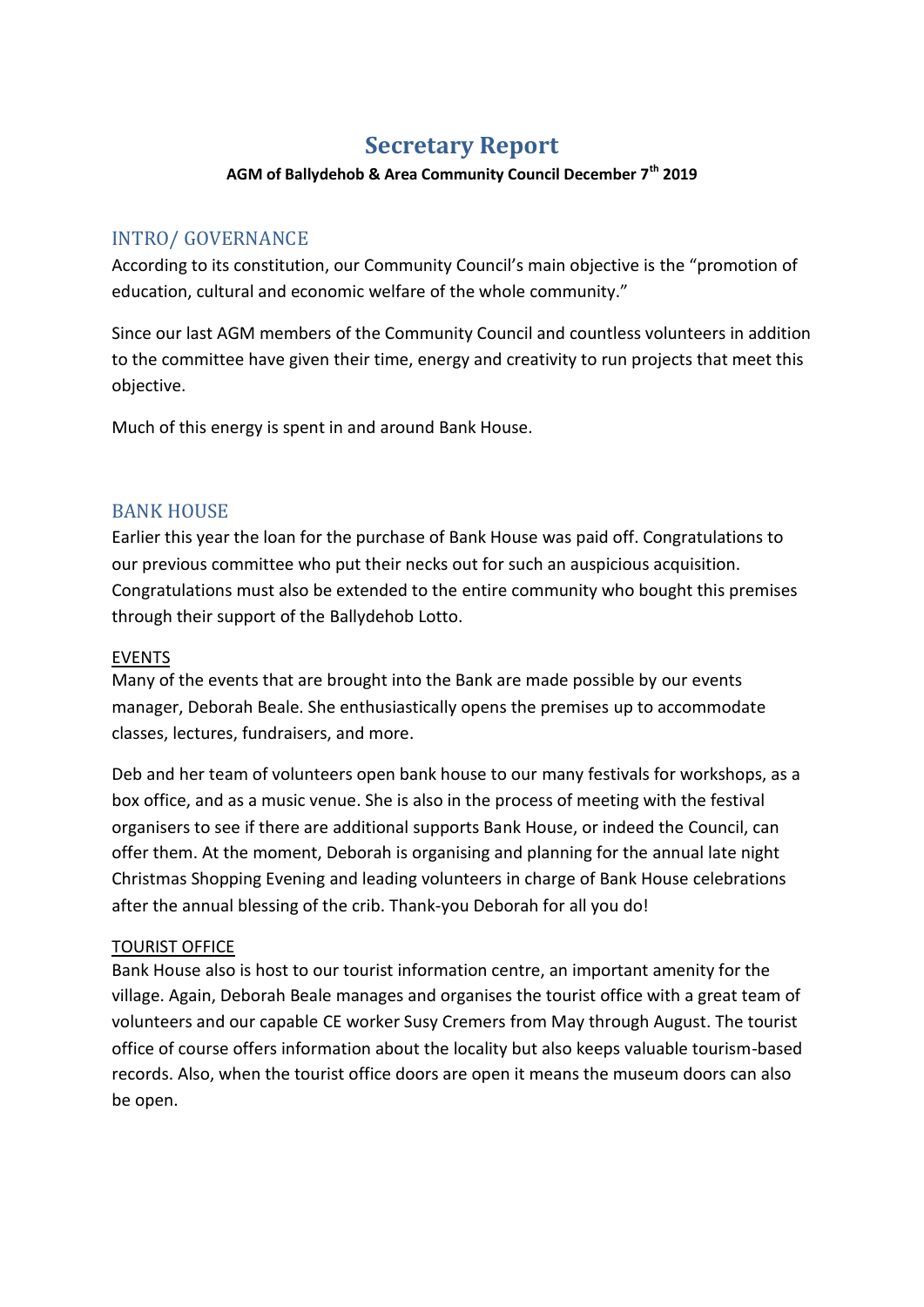# Secretary Report

**AGM of Ballydehob & Area Community Council December 7th 2019**

## INTRO/ GOVERNANCE

According to its constitution, our Community Council's main objective is the "promotion of education, cultural and economic welfare of the whole community."

Since our last AGM members of the Community Council and countless volunteers in addition to the committee have given their time, energy and creativity to run projects that meet this objective.

Much of this energy is spent in and around Bank House.

## BANK HOUSE

Earlier this year the loan for the purchase of Bank House was paid off. Congratulations to our previous committee who put their necks out for such an auspicious acquisition. Congratulations must also be extended to the entire community who bought this premises through their support of the Ballydehob Lotto.

### EVENTS

Many of the events that are brought into the Bank are made possible by our events manager, Deborah Beale. She enthusiastically opens the premises up to accommodate classes, lectures, fundraisers, and more.

Deb and her team of volunteers open bank house to our many festivals for workshops, as a box office, and as a music venue. She is also in the process of meeting with the festival organisers to see if there are additional supports Bank House, or indeed the Council, can offer them. At the moment, Deborah is organising and planning for the annual late night Christmas Shopping Evening and leading volunteers in charge of Bank House celebrations after the annual blessing of the crib. Thank-you Deborah for all you do!

### TOURIST OFFICE

Bank House also is host to our tourist information centre, an important amenity for the village. Again, Deborah Beale manages and organises the tourist office with a great team of volunteers and our capable CE worker Susy Cremers from May through August. The tourist office of course offers information about the locality but also keeps valuable tourism-based records. Also, when the tourist office doors are open it means the museum doors can also be open.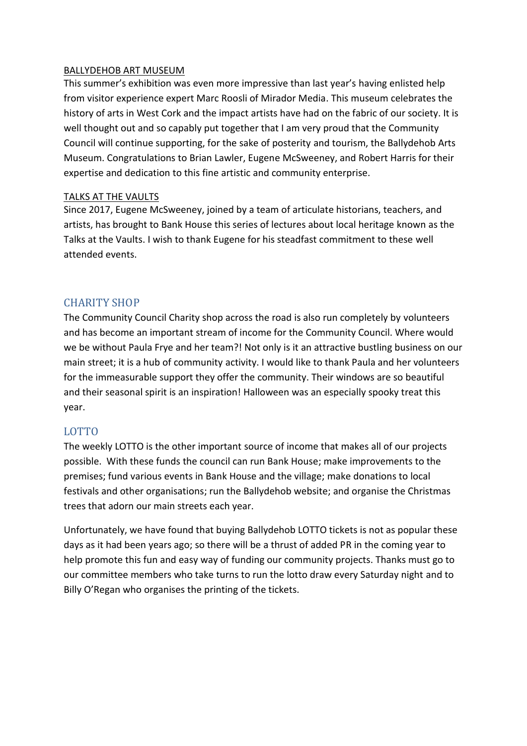<u>BALLYDEHOB ART MUSEUM</u>

This summer's exhibition was even more impressive than last year's having enlisted help from visitor experience expert Marc Roosli of Mirador Media. This museum celebrates the history of arts in West Cork and the impact artists have had on the fabric of our society. It is well thought out and so capably put together that I am very proud that the Community Council will continue supporting, for the sake of posterity and tourism, the Ballydehob Arts Museum. Congratulations to Brian Lawler, Eugene McSweeney, and Robert Harris for their expertise and dedication to this fine artistic and community enterprise.

<u>TALKS AT THE VAULTS</u>

Since 2017, Eugene McSweeney, joined by a team of articulate historians, teachers, and artists, has brought to Bank House this series of lectures about local heritage known as the Talks at the Vaults. I wish to thank Eugene for his steadfast commitment to these well attended events.

## CHARITY SHOP

The Community Council Charity shop across the road is also run completely by volunteers and has become an important stream of income for the Community Council. Where would we be without Paula Frye and her team?! Not only is it an attractive bustling business on our main street; it is a hub of community activity. I would like to thank Paula and her volunteers for the immeasurable support they offer the community. Their windows are so beautiful and their seasonal spirit is an inspiration! Halloween was an especially spooky treat this year.

## LOTTO

The weekly LOTTO is the other important source of income that makes all of our projects possible. With these funds the council can run Bank House; make improvements to the premises; fund various events in Bank House and the village; make donations to local festivals and other organisations; run the Ballydehob website; and organise the Christmas trees that adorn our main streets each year.

Unfortunately, we have found that buying Ballydehob LOTTO tickets is not as popular these days as it had been years ago; so there will be a thrust of added PR in the coming year to help promote this fun and easy way of funding our community projects. Thanks must go to our committee members who take turns to run the lotto draw every Saturday night and to Billy O'Regan who organises the printing of the tickets.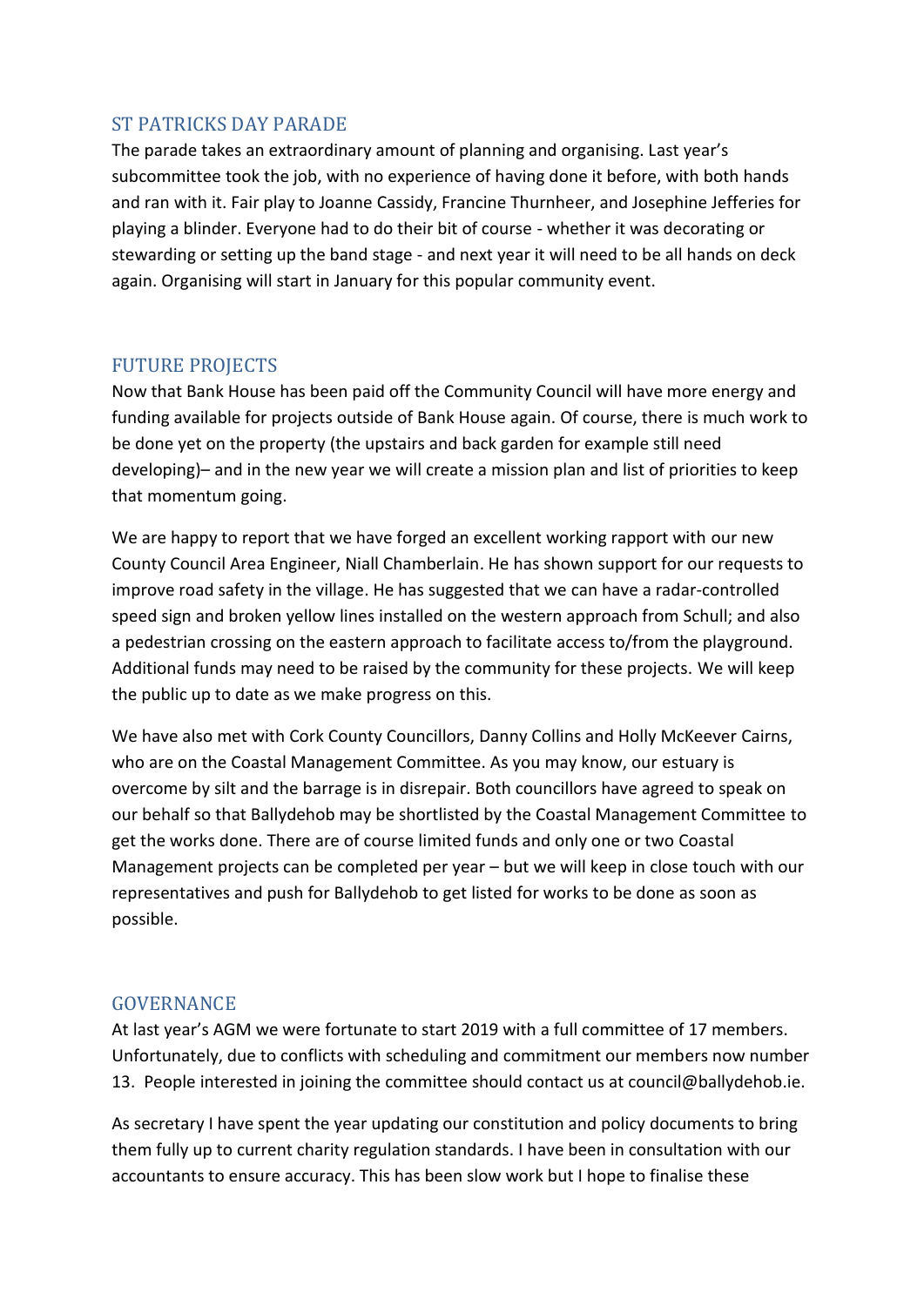## ST PATRICKS DAY PARADE

The parade takes an extraordinary amount of planning and organising. Last year's subcommittee took the job, with no experience of having done it before, with both hands and ran with it. Fair play to Joanne Cassidy, Francine Thurnheer, and Josephine Jefferies for playing a blinder. Everyone had to do their bit of course - whether it was decorating or stewarding or setting up the band stage - and next year it will need to be all hands on deck again. Organising will start in January for this popular community event.

## FUTURE PROJECTS

Now that Bank House has been paid off the Community Council will have more energy and funding available for projects outside of Bank House again. Of course, there is much work to be done yet on the property (the upstairs and back garden for example still need developing)– and in the new year we will create a mission plan and list of priorities to keep that momentum going.

We are happy to report that we have forged an excellent working rapport with our new County Council Area Engineer, Niall Chamberlain. He has shown support for our requests to improve road safety in the village. He has suggested that we can have a radar-controlled speed sign and broken yellow lines installed on the western approach from Schull; and also a pedestrian crossing on the eastern approach to facilitate access to/from the playground. Additional funds may need to be raised by the community for these projects. We will keep the public up to date as we make progress on this.

We have also met with Cork County Councillors, Danny Collins and Holly McKeever Cairns, who are on the Coastal Management Committee. As you may know, our estuary is overcome by silt and the barrage is in disrepair. Both councillors have agreed to speak on our behalf so that Ballydehob may be shortlisted by the Coastal Management Committee to get the works done. There are of course limited funds and only one or two Coastal Management projects can be completed per year – but we will keep in close touch with our representatives and push for Ballydehob to get listed for works to be done as soon as possible.

## GOVERNANCE

At last year's AGM we were fortunate to start 2019 with a full committee of 17 members. Unfortunately, due to conflicts with scheduling and commitment our members now number 13. People interested in joining the committee should contact us at council@ballydehob.ie.

As secretary I have spent the year updating our constitution and policy documents to bring them fully up to current charity regulation standards. I have been in consultation with our accountants to ensure accuracy. This has been slow work but I hope to finalise these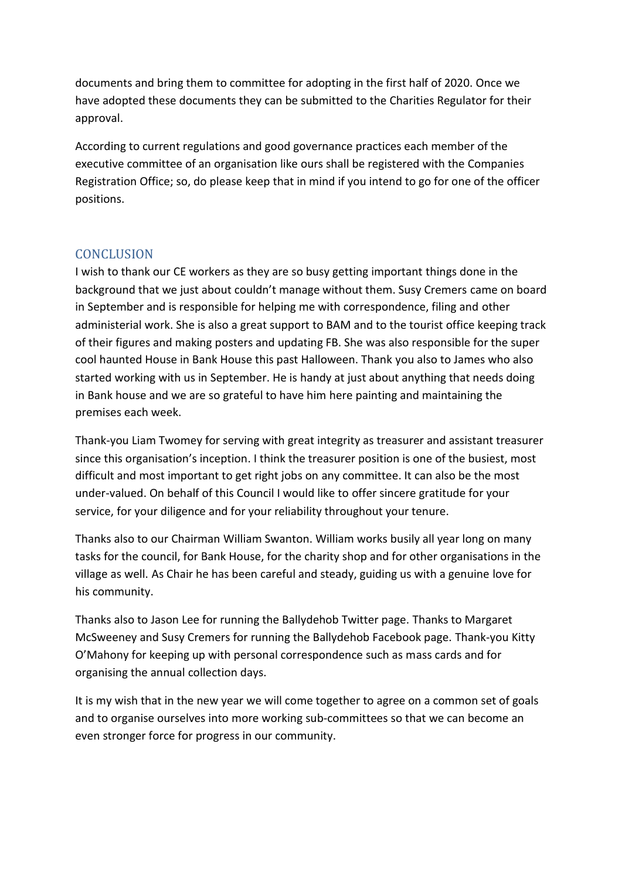documents and bring them to committee for adopting in the first half of 2020. Once we have adopted these documents they can be submitted to the Charities Regulator for their approval.

According to current regulations and good governance practices each member of the executive committee of an organisation like ours shall be registered with the Companies Registration Office; so, do please keep that in mind if you intend to go for one of the officer positions.

## CONCLUSION

I wish to thank our CE workers as they are so busy getting important things done in the background that we just about couldn't manage without them. Susy Cremers came on board in September and is responsible for helping me with correspondence, filing and other administerial work. She is also a great support to BAM and to the tourist office keeping track of their figures and making posters and updating FB. She was also responsible for the super cool haunted House in Bank House this past Halloween. Thank you also to James who also started working with us in September. He is handy at just about anything that needs doing in Bank house and we are so grateful to have him here painting and maintaining the premises each week.

Thank-you Liam Twomey for serving with great integrity as treasurer and assistant treasurer since this organisation's inception. I think the treasurer position is one of the busiest, most difficult and most important to get right jobs on any committee. It can also be the most under-valued. On behalf of this Council I would like to offer sincere gratitude for your service, for your diligence and for your reliability throughout your tenure.

Thanks also to our Chairman William Swanton. William works busily all year long on many tasks for the council, for Bank House, for the charity shop and for other organisations in the village as well. As Chair he has been careful and steady, guiding us with a genuine love for his community.

Thanks also to Jason Lee for running the Ballydehob Twitter page. Thanks to Margaret McSweeney and Susy Cremers for running the Ballydehob Facebook page. Thank-you Kitty O'Mahony for keeping up with personal correspondence such as mass cards and for organising the annual collection days.

It is my wish that in the new year we will come together to agree on a common set of goals and to organise ourselves into more working sub-committees so that we can become an even stronger force for progress in our community.